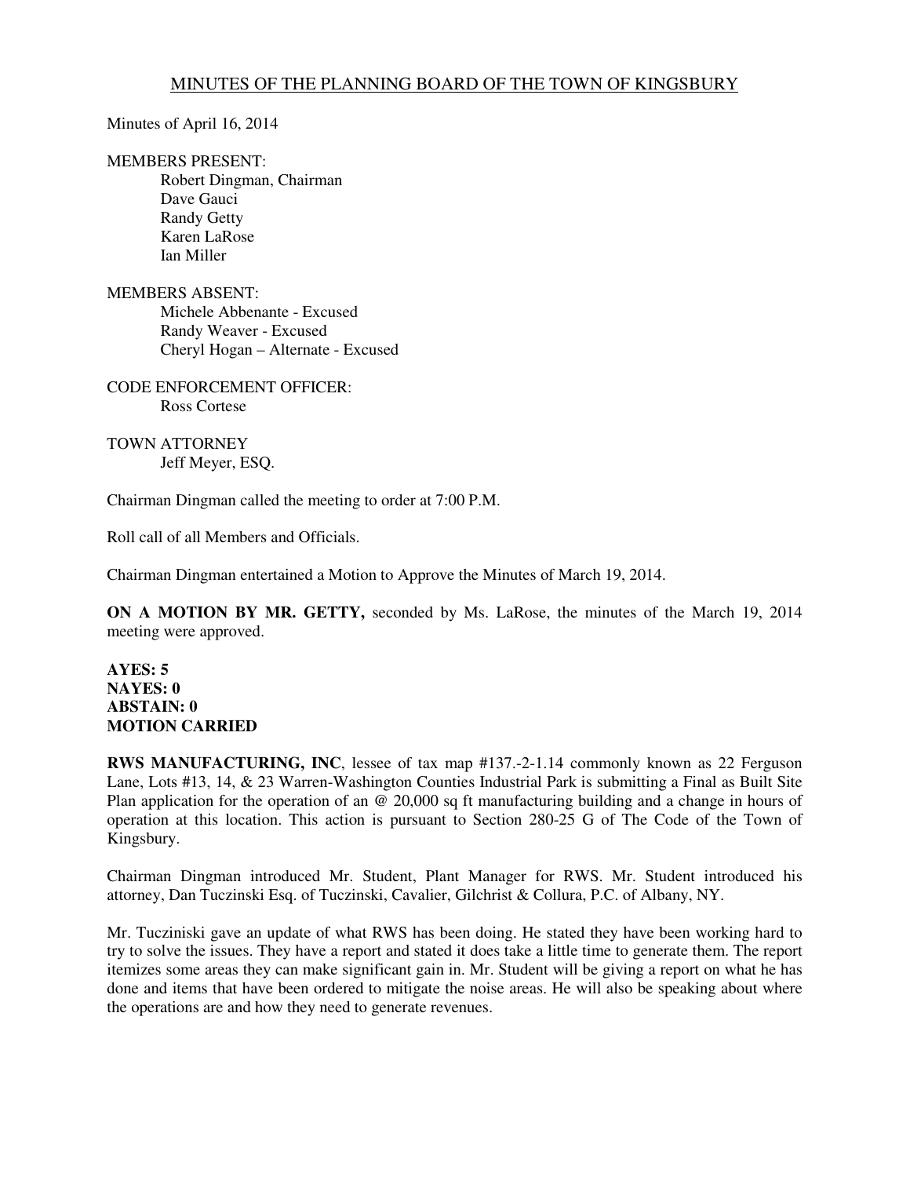# MINUTES OF THE PLANNING BOARD OF THE TOWN OF KINGSBURY

Minutes of April 16, 2014

MEMBERS PRESENT:
- Robert Dingman, Chairman
- Dave Gauci
- Randy Getty
- Karen LaRose
- Ian Miller

MEMBERS ABSENT:
- Michele Abbenante - Excused
- Randy Weaver - Excused
- Cheryl Hogan – Alternate - Excused

CODE ENFORCEMENT OFFICER:
- Ross Cortese

TOWN ATTORNEY
- Jeff Meyer, ESQ.

Chairman Dingman called the meeting to order at 7:00 P.M.

Roll call of all Members and Officials.

Chairman Dingman entertained a Motion to Approve the Minutes of March 19, 2014.

**ON A MOTION BY MR. GETTY,** seconded by Ms. LaRose, the minutes of the March 19, 2014 meeting were approved.

**AYES: 5**
**NAYES: 0**
**ABSTAIN: 0**
**MOTION CARRIED**

**RWS MANUFACTURING, INC**, lessee of tax map #137.-2-1.14 commonly known as 22 Ferguson Lane, Lots #13, 14, & 23 Warren-Washington Counties Industrial Park is submitting a Final as Built Site Plan application for the operation of an @ 20,000 sq ft manufacturing building and a change in hours of operation at this location. This action is pursuant to Section 280-25 G of The Code of the Town of Kingsbury.

Chairman Dingman introduced Mr. Student, Plant Manager for RWS. Mr. Student introduced his attorney, Dan Tuczinski Esq. of Tuczinski, Cavalier, Gilchrist & Collura, P.C. of Albany, NY.

Mr. Tucziniski gave an update of what RWS has been doing. He stated they have been working hard to try to solve the issues. They have a report and stated it does take a little time to generate them. The report itemizes some areas they can make significant gain in. Mr. Student will be giving a report on what he has done and items that have been ordered to mitigate the noise areas. He will also be speaking about where the operations are and how they need to generate revenues.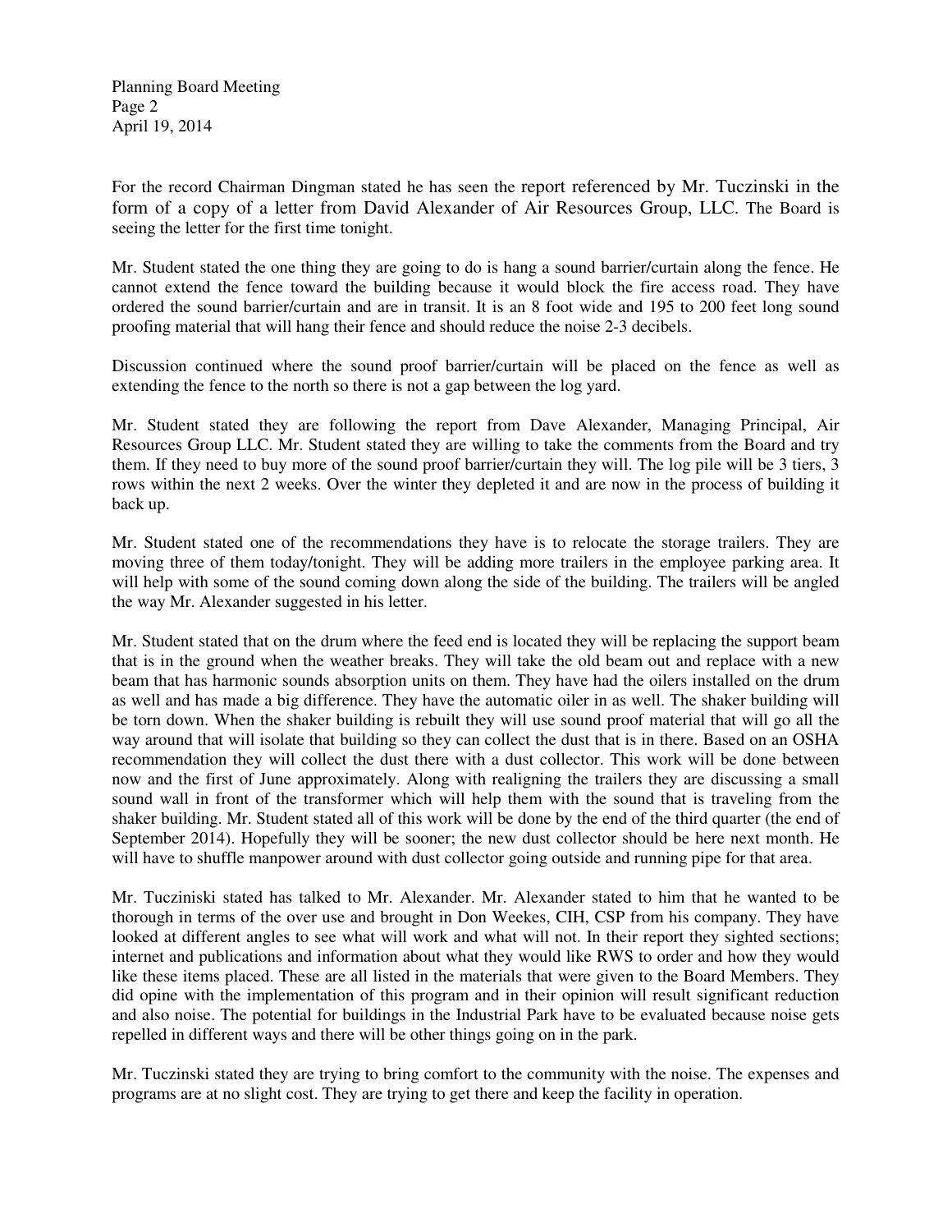For the record Chairman Dingman stated he has seen the report referenced by Mr. Tuczinski in the form of a copy of a letter from David Alexander of Air Resources Group, LLC. The Board is seeing the letter for the first time tonight.

Mr. Student stated the one thing they are going to do is hang a sound barrier/curtain along the fence. He cannot extend the fence toward the building because it would block the fire access road. They have ordered the sound barrier/curtain and are in transit. It is an 8 foot wide and 195 to 200 feet long sound proofing material that will hang their fence and should reduce the noise 2-3 decibels.

Discussion continued where the sound proof barrier/curtain will be placed on the fence as well as extending the fence to the north so there is not a gap between the log yard.

Mr. Student stated they are following the report from Dave Alexander, Managing Principal, Air Resources Group LLC. Mr. Student stated they are willing to take the comments from the Board and try them. If they need to buy more of the sound proof barrier/curtain they will. The log pile will be 3 tiers, 3 rows within the next 2 weeks. Over the winter they depleted it and are now in the process of building it back up.

Mr. Student stated one of the recommendations they have is to relocate the storage trailers. They are moving three of them today/tonight. They will be adding more trailers in the employee parking area. It will help with some of the sound coming down along the side of the building. The trailers will be angled the way Mr. Alexander suggested in his letter.

Mr. Student stated that on the drum where the feed end is located they will be replacing the support beam that is in the ground when the weather breaks. They will take the old beam out and replace with a new beam that has harmonic sounds absorption units on them. They have had the oilers installed on the drum as well and has made a big difference. They have the automatic oiler in as well. The shaker building will be torn down. When the shaker building is rebuilt they will use sound proof material that will go all the way around that will isolate that building so they can collect the dust that is in there. Based on an OSHA recommendation they will collect the dust there with a dust collector. This work will be done between now and the first of June approximately. Along with realigning the trailers they are discussing a small sound wall in front of the transformer which will help them with the sound that is traveling from the shaker building. Mr. Student stated all of this work will be done by the end of the third quarter (the end of September 2014). Hopefully they will be sooner; the new dust collector should be here next month. He will have to shuffle manpower around with dust collector going outside and running pipe for that area.

Mr. Tucziniski stated has talked to Mr. Alexander. Mr. Alexander stated to him that he wanted to be thorough in terms of the over use and brought in Don Weekes, CIH, CSP from his company. They have looked at different angles to see what will work and what will not. In their report they sighted sections; internet and publications and information about what they would like RWS to order and how they would like these items placed. These are all listed in the materials that were given to the Board Members. They did opine with the implementation of this program and in their opinion will result significant reduction and also noise. The potential for buildings in the Industrial Park have to be evaluated because noise gets repelled in different ways and there will be other things going on in the park.

Mr. Tuczinski stated they are trying to bring comfort to the community with the noise. The expenses and programs are at no slight cost. They are trying to get there and keep the facility in operation.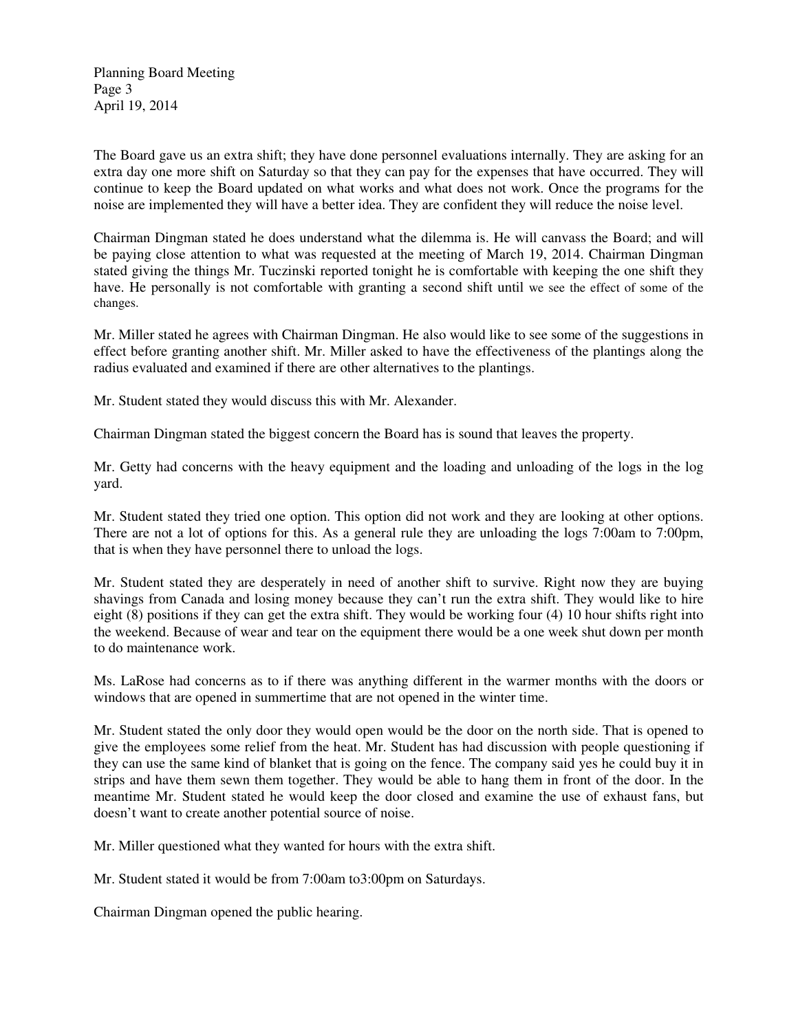The Board gave us an extra shift; they have done personnel evaluations internally. They are asking for an extra day one more shift on Saturday so that they can pay for the expenses that have occurred. They will continue to keep the Board updated on what works and what does not work. Once the programs for the noise are implemented they will have a better idea. They are confident they will reduce the noise level.

Chairman Dingman stated he does understand what the dilemma is. He will canvass the Board; and will be paying close attention to what was requested at the meeting of March 19, 2014. Chairman Dingman stated giving the things Mr. Tuczinski reported tonight he is comfortable with keeping the one shift they have. He personally is not comfortable with granting a second shift until we see the effect of some of the changes.

Mr. Miller stated he agrees with Chairman Dingman. He also would like to see some of the suggestions in effect before granting another shift. Mr. Miller asked to have the effectiveness of the plantings along the radius evaluated and examined if there are other alternatives to the plantings.

Mr. Student stated they would discuss this with Mr. Alexander.

Chairman Dingman stated the biggest concern the Board has is sound that leaves the property.

Mr. Getty had concerns with the heavy equipment and the loading and unloading of the logs in the log yard.

Mr. Student stated they tried one option. This option did not work and they are looking at other options. There are not a lot of options for this. As a general rule they are unloading the logs 7:00am to 7:00pm, that is when they have personnel there to unload the logs.

Mr. Student stated they are desperately in need of another shift to survive. Right now they are buying shavings from Canada and losing money because they can't run the extra shift. They would like to hire eight (8) positions if they can get the extra shift. They would be working four (4) 10 hour shifts right into the weekend. Because of wear and tear on the equipment there would be a one week shut down per month to do maintenance work.

Ms. LaRose had concerns as to if there was anything different in the warmer months with the doors or windows that are opened in summertime that are not opened in the winter time.

Mr. Student stated the only door they would open would be the door on the north side. That is opened to give the employees some relief from the heat. Mr. Student has had discussion with people questioning if they can use the same kind of blanket that is going on the fence. The company said yes he could buy it in strips and have them sewn them together. They would be able to hang them in front of the door. In the meantime Mr. Student stated he would keep the door closed and examine the use of exhaust fans, but doesn't want to create another potential source of noise.

Mr. Miller questioned what they wanted for hours with the extra shift.

Mr. Student stated it would be from 7:00am to3:00pm on Saturdays.

Chairman Dingman opened the public hearing.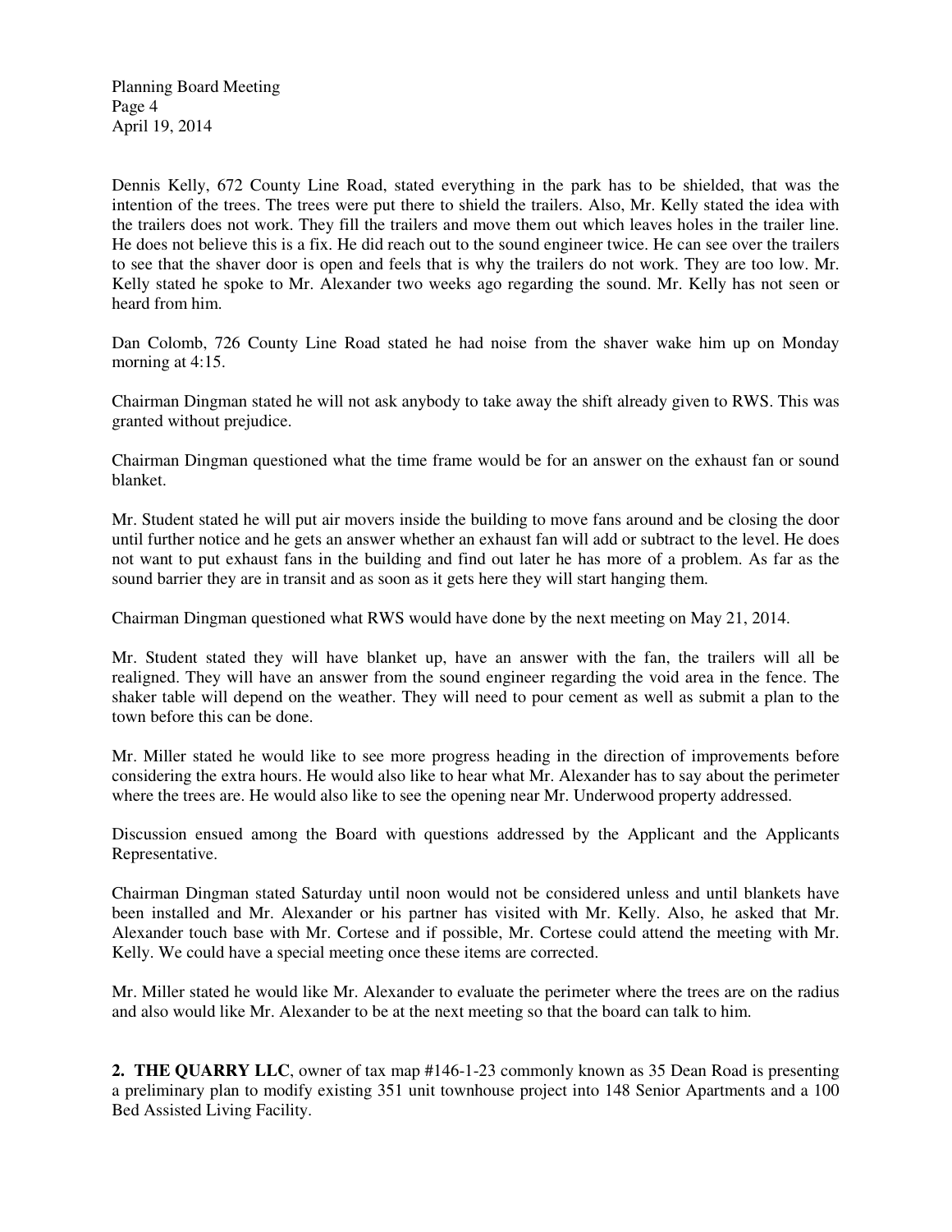Dennis Kelly, 672 County Line Road, stated everything in the park has to be shielded, that was the intention of the trees. The trees were put there to shield the trailers. Also, Mr. Kelly stated the idea with the trailers does not work. They fill the trailers and move them out which leaves holes in the trailer line. He does not believe this is a fix. He did reach out to the sound engineer twice. He can see over the trailers to see that the shaver door is open and feels that is why the trailers do not work. They are too low. Mr. Kelly stated he spoke to Mr. Alexander two weeks ago regarding the sound. Mr. Kelly has not seen or heard from him.

Dan Colomb, 726 County Line Road stated he had noise from the shaver wake him up on Monday morning at 4:15.

Chairman Dingman stated he will not ask anybody to take away the shift already given to RWS. This was granted without prejudice.

Chairman Dingman questioned what the time frame would be for an answer on the exhaust fan or sound blanket.

Mr. Student stated he will put air movers inside the building to move fans around and be closing the door until further notice and he gets an answer whether an exhaust fan will add or subtract to the level. He does not want to put exhaust fans in the building and find out later he has more of a problem. As far as the sound barrier they are in transit and as soon as it gets here they will start hanging them.

Chairman Dingman questioned what RWS would have done by the next meeting on May 21, 2014.

Mr. Student stated they will have blanket up, have an answer with the fan, the trailers will all be realigned. They will have an answer from the sound engineer regarding the void area in the fence. The shaker table will depend on the weather. They will need to pour cement as well as submit a plan to the town before this can be done.

Mr. Miller stated he would like to see more progress heading in the direction of improvements before considering the extra hours. He would also like to hear what Mr. Alexander has to say about the perimeter where the trees are. He would also like to see the opening near Mr. Underwood property addressed.

Discussion ensued among the Board with questions addressed by the Applicant and the Applicants Representative.

Chairman Dingman stated Saturday until noon would not be considered unless and until blankets have been installed and Mr. Alexander or his partner has visited with Mr. Kelly. Also, he asked that Mr. Alexander touch base with Mr. Cortese and if possible, Mr. Cortese could attend the meeting with Mr. Kelly. We could have a special meeting once these items are corrected.

Mr. Miller stated he would like Mr. Alexander to evaluate the perimeter where the trees are on the radius and also would like Mr. Alexander to be at the next meeting so that the board can talk to him.

**2. THE QUARRY LLC**, owner of tax map #146-1-23 commonly known as 35 Dean Road is presenting a preliminary plan to modify existing 351 unit townhouse project into 148 Senior Apartments and a 100 Bed Assisted Living Facility.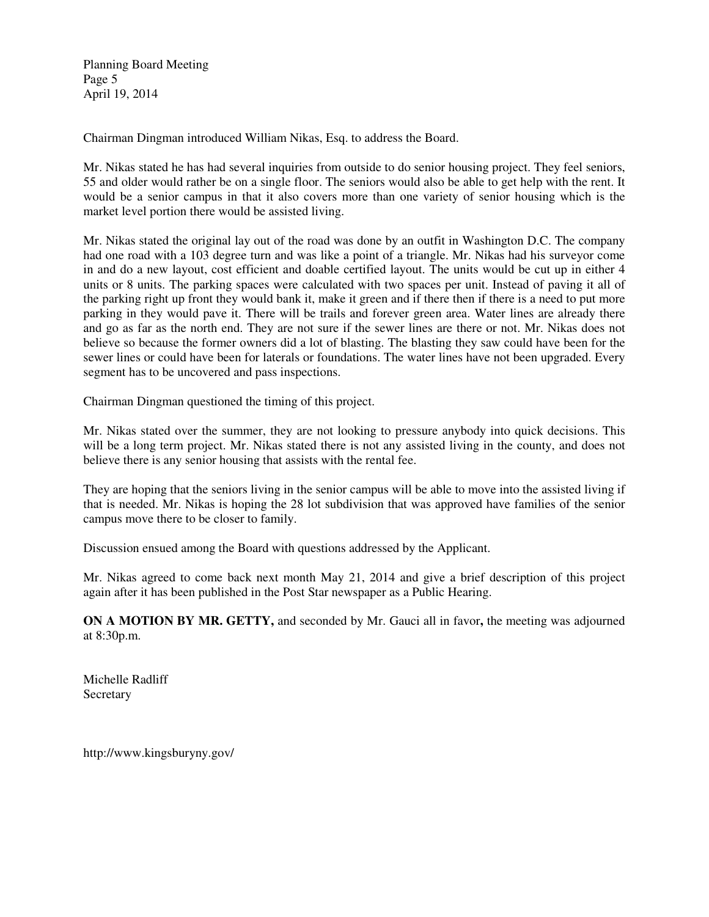Chairman Dingman introduced William Nikas, Esq. to address the Board.

Mr. Nikas stated he has had several inquiries from outside to do senior housing project. They feel seniors, 55 and older would rather be on a single floor. The seniors would also be able to get help with the rent. It would be a senior campus in that it also covers more than one variety of senior housing which is the market level portion there would be assisted living.

Mr. Nikas stated the original lay out of the road was done by an outfit in Washington D.C. The company had one road with a 103 degree turn and was like a point of a triangle. Mr. Nikas had his surveyor come in and do a new layout, cost efficient and doable certified layout. The units would be cut up in either 4 units or 8 units. The parking spaces were calculated with two spaces per unit. Instead of paving it all of the parking right up front they would bank it, make it green and if there then if there is a need to put more parking in they would pave it. There will be trails and forever green area. Water lines are already there and go as far as the north end. They are not sure if the sewer lines are there or not. Mr. Nikas does not believe so because the former owners did a lot of blasting. The blasting they saw could have been for the sewer lines or could have been for laterals or foundations. The water lines have not been upgraded. Every segment has to be uncovered and pass inspections.

Chairman Dingman questioned the timing of this project.

Mr. Nikas stated over the summer, they are not looking to pressure anybody into quick decisions. This will be a long term project. Mr. Nikas stated there is not any assisted living in the county, and does not believe there is any senior housing that assists with the rental fee.

They are hoping that the seniors living in the senior campus will be able to move into the assisted living if that is needed. Mr. Nikas is hoping the 28 lot subdivision that was approved have families of the senior campus move there to be closer to family.

Discussion ensued among the Board with questions addressed by the Applicant.

Mr. Nikas agreed to come back next month May 21, 2014 and give a brief description of this project again after it has been published in the Post Star newspaper as a Public Hearing.

**ON A MOTION BY MR. GETTY,** and seconded by Mr. Gauci all in favor**,** the meeting was adjourned at 8:30p.m.

Michelle Radliff
Secretary

http://www.kingsburyny.gov/